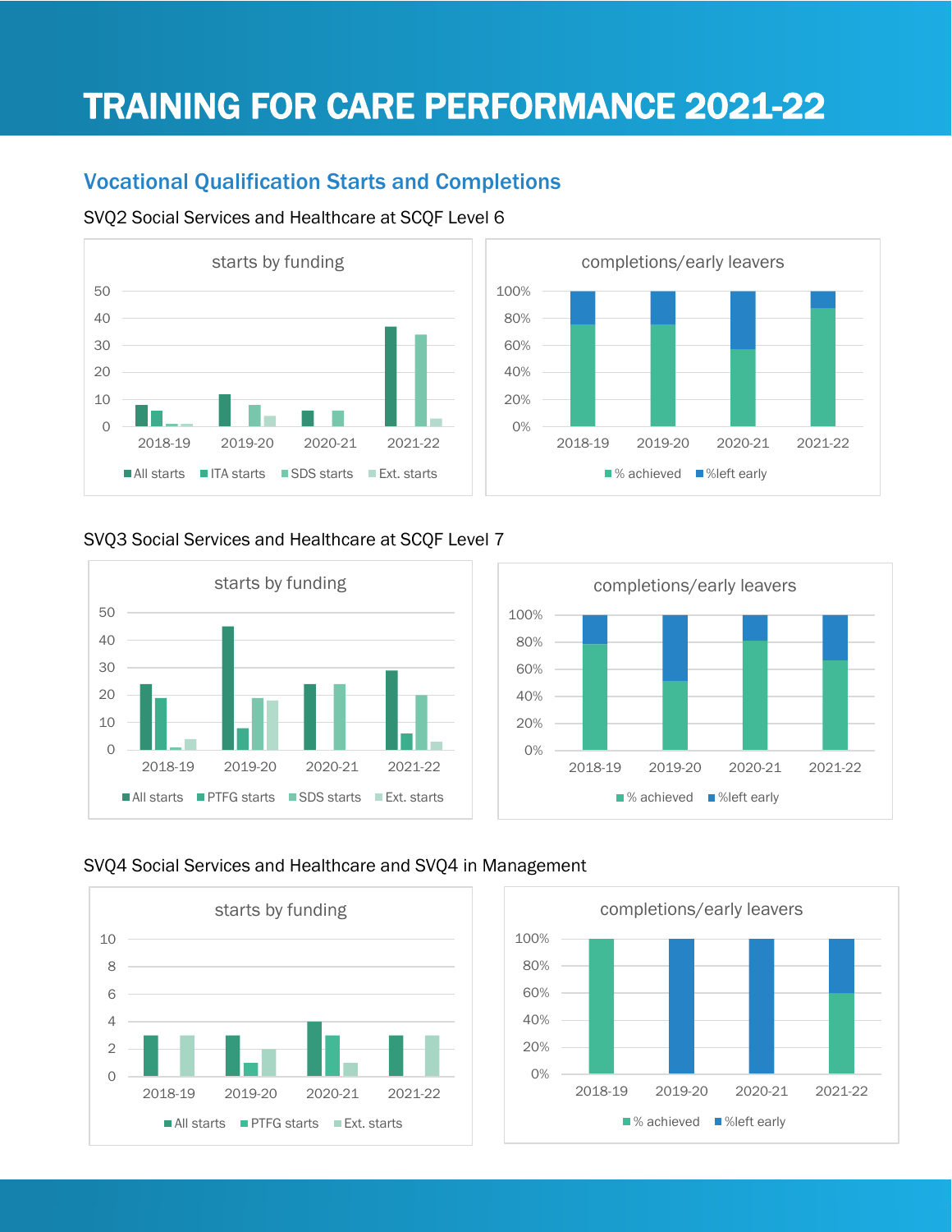# TRAINING FOR CARE PERFORMANCE 2021-22

## Vocational Qualification Starts and Completions

### SVQ2 Social Services and Healthcare at SCQF Level 6

starts by funding

50
40
30
20
10
0

2018-19
2019-20
2020-21
2021-22

All starts
ITA starts
SDS starts
Ext. starts

completions/early leavers

100%
80%
60%
40%
20%
0%

2018-19
2019-20
2020-21
2021-22

% achieved
%left early

### SVQ3 Social Services and Healthcare at SCQF Level 7

starts by funding

50
40
30
20
10
0

2018-19
2019-20
2020-21
2021-22

All starts
PTFG starts
SDS starts
Ext. starts

completions/early leavers

100%
80%
60%
40%
20%
0%

2018-19
2019-20
2020-21
2021-22

% achieved
%left early

### SVQ4 Social Services and Healthcare and SVQ4 in Management

starts by funding

10
8
6
4
2
0

2018-19
2019-20
2020-21
2021-22

All starts
PTFG starts
Ext. starts

completions/early leavers

100%
80%
60%
40%
20%
0%

2018-19
2019-20
2020-21
2021-22

% achieved
%left early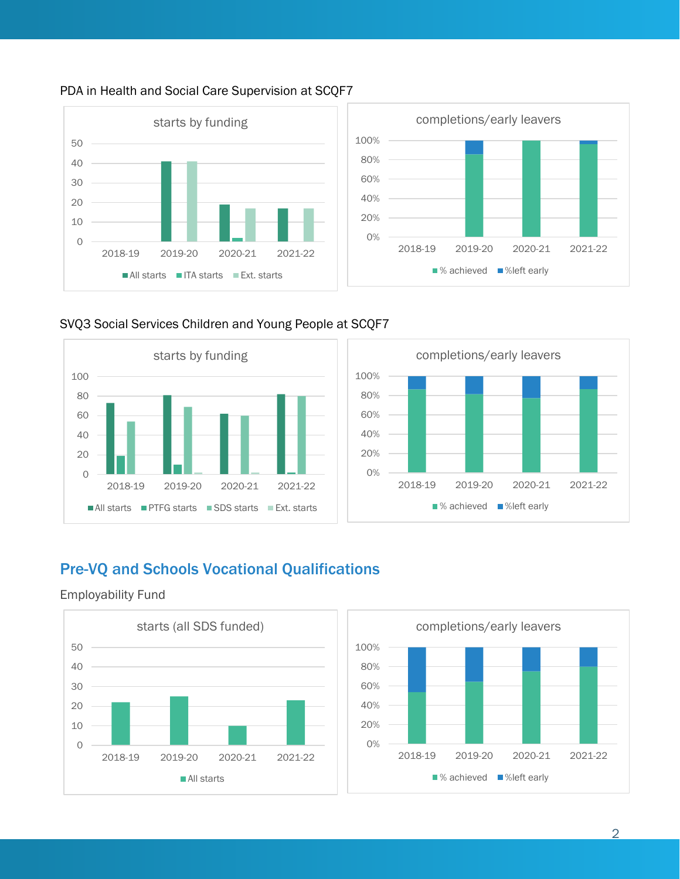PDA in Health and Social Care Supervision at SCQF7

starts by funding

completions/early leavers

SVQ3 Social Services Children and Young People at SCQF7

starts by funding

completions/early leavers

## Pre-VQ and Schools Vocational Qualifications

Employability Fund

starts (all SDS funded)

completions/early leavers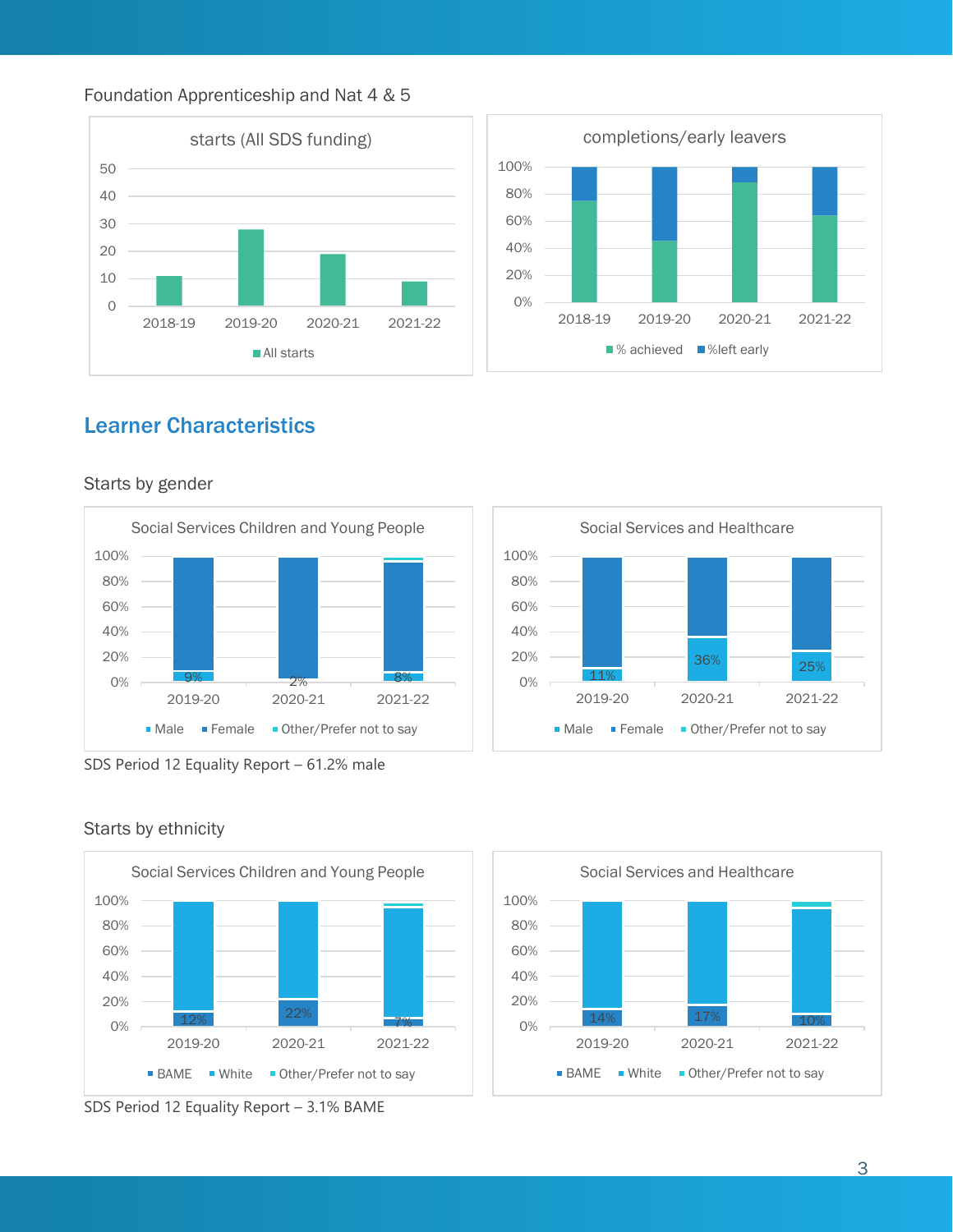Foundation Apprenticeship and Nat 4 & 5

starts (All SDS funding)

50
40
30
20
10
0

2018-19
2019-20
2020-21
2021-22

All starts

completions/early leavers

100%
80%
60%
40%
20%
0%

2018-19
2019-20
2020-21
2021-22

% achieved
%left early

## Learner Characteristics

Starts by gender

Social Services Children and Young People

100%
80%
60%
40%
20%
0%

9%
2%
8%

2019-20
2020-21
2021-22

Male
Female
Other/Prefer not to say

Social Services and Healthcare

100%
80%
60%
40%
20%
0%

11%
36%
25%

2019-20
2020-21
2021-22

Male
Female
Other/Prefer not to say

SDS Period 12 Equality Report – 61.2% male

Starts by ethnicity

Social Services Children and Young People

100%
80%
60%
40%
20%
0%

12%
22%
7%

2019-20
2020-21
2021-22

BAME
White
Other/Prefer not to say

Social Services and Healthcare

100%
80%
60%
40%
20%
0%

14%
17%
10%

2019-20
2020-21
2021-22

BAME
White
Other/Prefer not to say

SDS Period 12 Equality Report – 3.1% BAME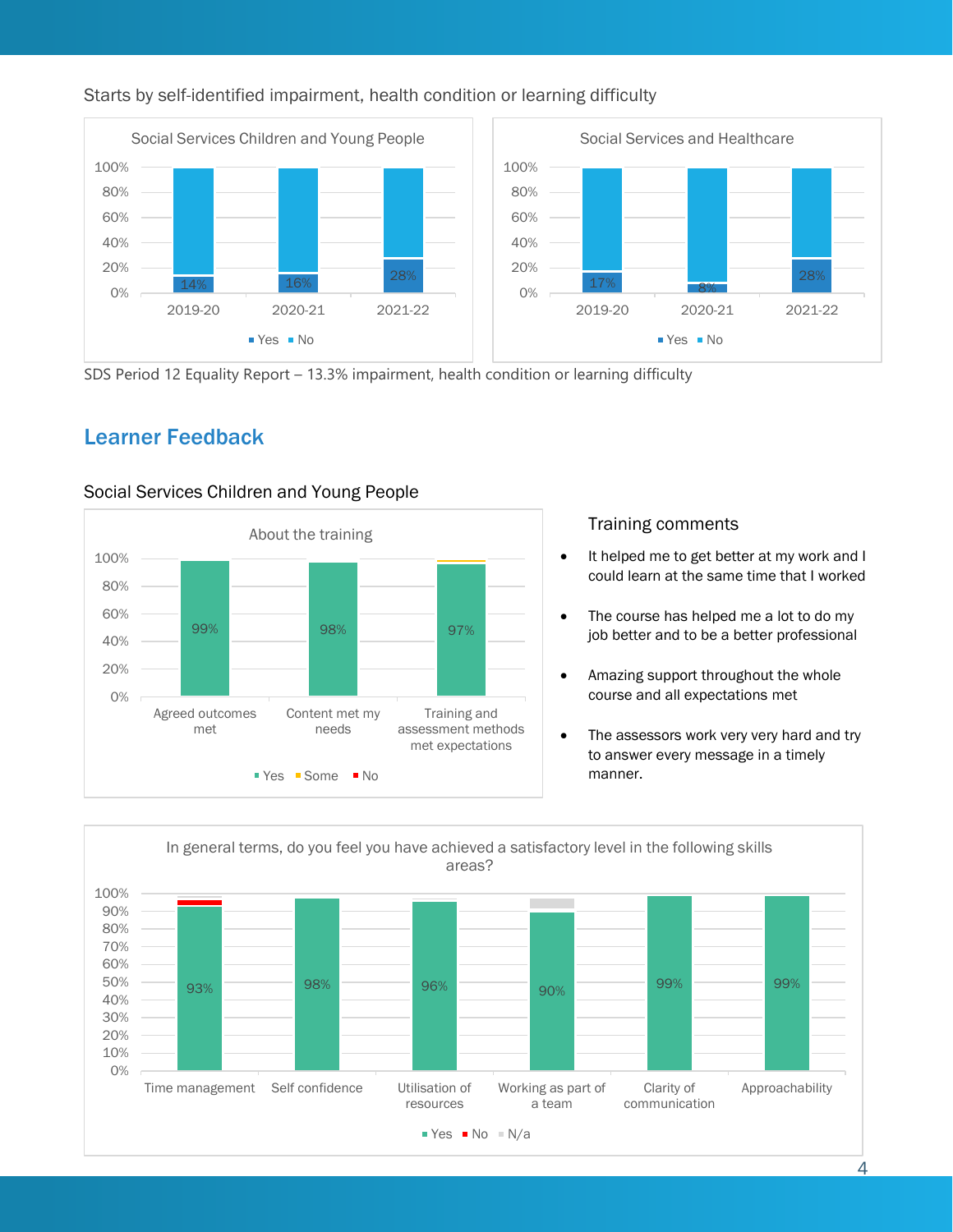Starts by self-identified impairment, health condition or learning difficulty

Social Services Children and Young People

100%
80%
60%
40%
20%
0%

14%
16%
28%

2019-20
2020-21
2021-22

Yes No

Social Services and Healthcare

100%
80%
60%
40%
20%
0%

17%
8%
28%

2019-20
2020-21
2021-22

Yes No

SDS Period 12 Equality Report – 13.3% impairment, health condition or learning difficulty

## Learner Feedback

### Social Services Children and Young People

About the training

100%
80%
60%
40%
20%
0%

99%
98%
97%

Agreed outcomes met
Content met my needs
Training and assessment methods met expectations

Yes Some No

#### Training comments

- It helped me to get better at my work and I could learn at the same time that I worked
- The course has helped me a lot to do my job better and to be a better professional
- Amazing support throughout the whole course and all expectations met
- The assessors work very very hard and try to answer every message in a timely manner.

In general terms, do you feel you have achieved a satisfactory level in the following skills areas?

100%
90%
80%
70%
60%
50%
40%
30%
20%
10%
0%

93%
98%
96%
90%
99%
99%

Time management
Self confidence
Utilisation of resources
Working as part of a team
Clarity of communication
Approachability

Yes No N/a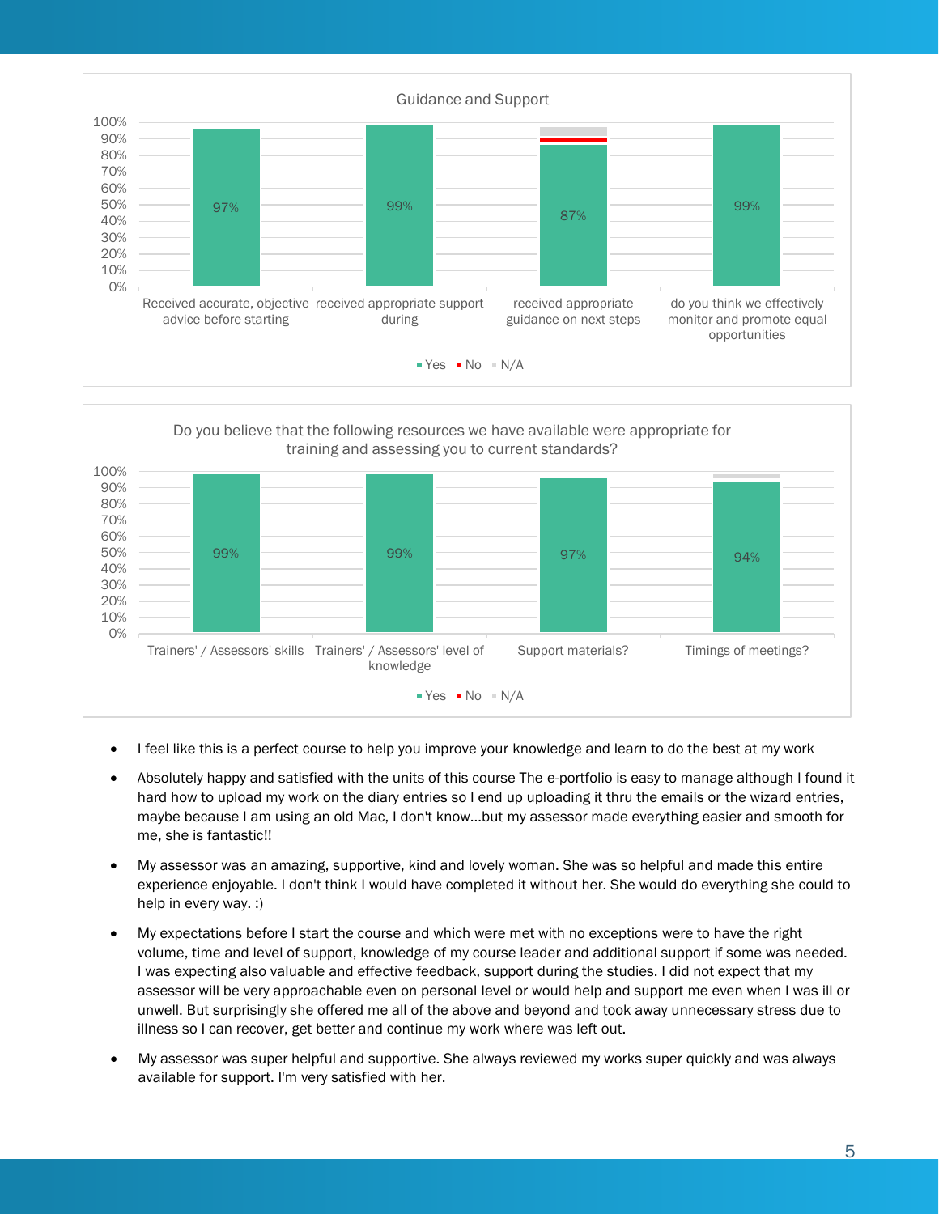Guidance and Support

100%
90%
80%
70%
60%
50%
40%
30%
20%
10%
0%

97%
99%
87%
99%

Received accurate, objective advice before starting
received appropriate support during
received appropriate guidance on next steps
do you think we effectively monitor and promote equal opportunities

Yes No N/A

Do you believe that the following resources we have available were appropriate for training and assessing you to current standards?

100%
90%
80%
70%
60%
50%
40%
30%
20%
10%
0%

99%
99%
97%
94%

Trainers' / Assessors' skills
Trainers' / Assessors' level of knowledge
Support materials?
Timings of meetings?

Yes No N/A

- I feel like this is a perfect course to help you improve your knowledge and learn to do the best at my work
- Absolutely happy and satisfied with the units of this course The e-portfolio is easy to manage although I found it hard how to upload my work on the diary entries so I end up uploading it thru the emails or the wizard entries, maybe because I am using an old Mac, I don't know...but my assessor made everything easier and smooth for me, she is fantastic!!
- My assessor was an amazing, supportive, kind and lovely woman. She was so helpful and made this entire experience enjoyable. I don't think I would have completed it without her. She would do everything she could to help in every way. :)
- My expectations before I start the course and which were met with no exceptions were to have the right volume, time and level of support, knowledge of my course leader and additional support if some was needed. I was expecting also valuable and effective feedback, support during the studies. I did not expect that my assessor will be very approachable even on personal level or would help and support me even when I was ill or unwell. But surprisingly she offered me all of the above and beyond and took away unnecessary stress due to illness so I can recover, get better and continue my work where was left out.
- My assessor was super helpful and supportive. She always reviewed my works super quickly and was always available for support. I'm very satisfied with her.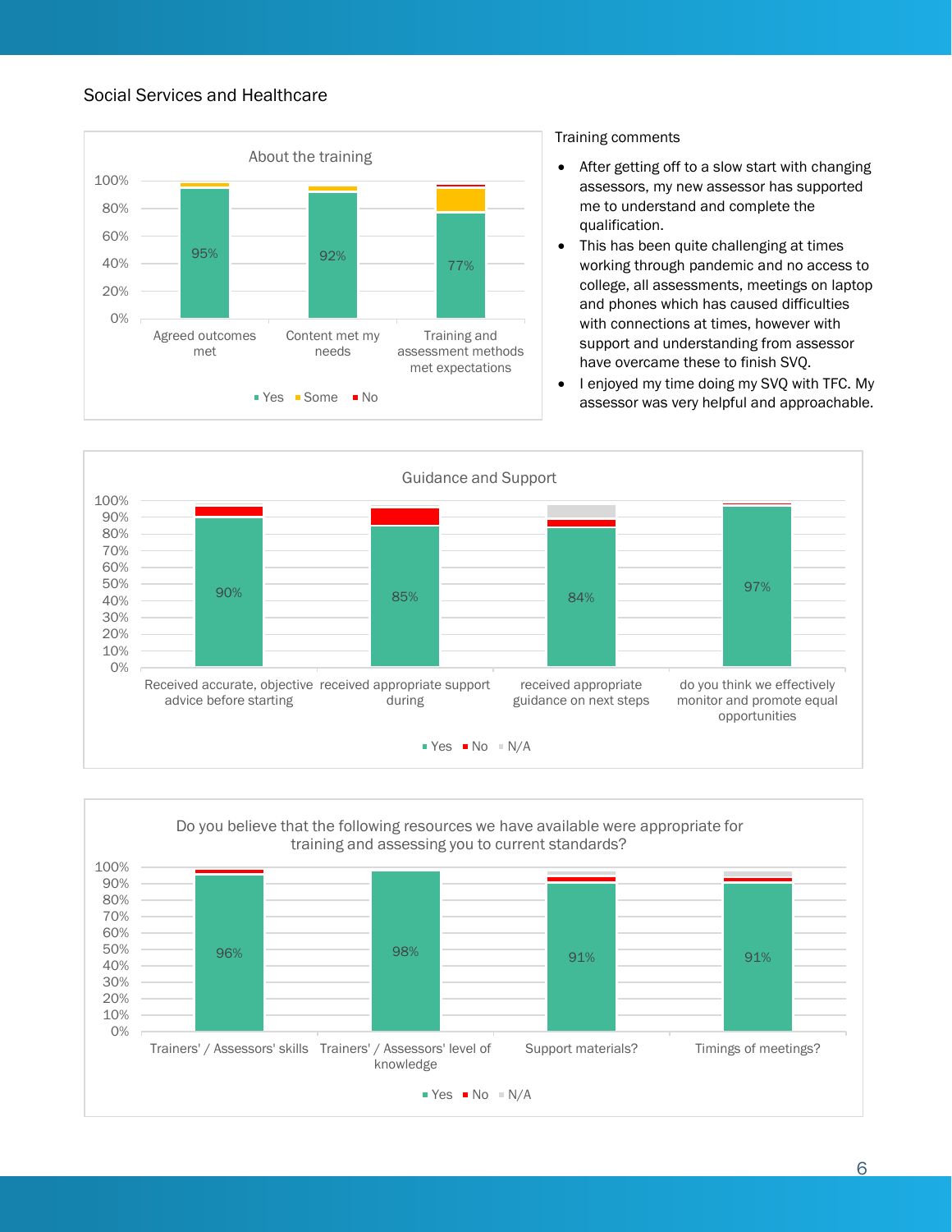## Social Services and Healthcare

About the training

100%
80%
60%
40%
20%
0%

95%
92%
77%

Agreed outcomes met
Content met my needs
Training and assessment methods met expectations

Yes
Some
No

Training comments

- After getting off to a slow start with changing assessors, my new assessor has supported me to understand and complete the qualification.
- This has been quite challenging at times working through pandemic and no access to college, all assessments, meetings on laptop and phones which has caused difficulties with connections at times, however with support and understanding from assessor have overcame these to finish SVQ.
- I enjoyed my time doing my SVQ with TFC. My assessor was very helpful and approachable.

Guidance and Support

100%
90%
80%
70%
60%
50%
40%
30%
20%
10%
0%

90%
85%
84%
97%

Received accurate, objective advice before starting
received appropriate support during
received appropriate guidance on next steps
do you think we effectively monitor and promote equal opportunities

Yes
No
N/A

Do you believe that the following resources we have available were appropriate for training and assessing you to current standards?

100%
90%
80%
70%
60%
50%
40%
30%
20%
10%
0%

96%
98%
91%
91%

Trainers' / Assessors' skills
Trainers' / Assessors' level of knowledge
Support materials?
Timings of meetings?

Yes
No
N/A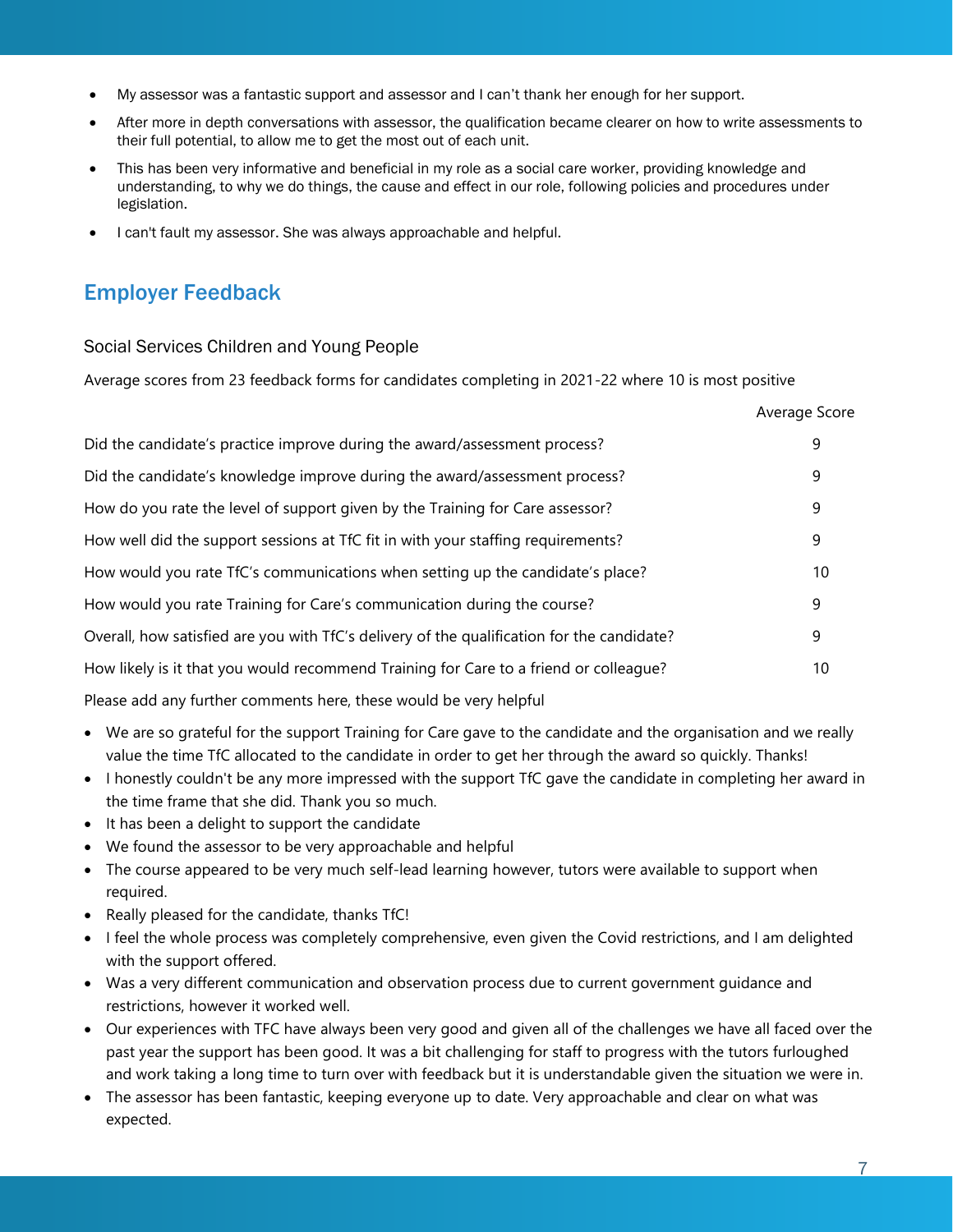- My assessor was a fantastic support and assessor and I can't thank her enough for her support.
- After more in depth conversations with assessor, the qualification became clearer on how to write assessments to their full potential, to allow me to get the most out of each unit.
- This has been very informative and beneficial in my role as a social care worker, providing knowledge and understanding, to why we do things, the cause and effect in our role, following policies and procedures under legislation.
- I can't fault my assessor. She was always approachable and helpful.

## Employer Feedback

### Social Services Children and Young People

Average scores from 23 feedback forms for candidates completing in 2021-22 where 10 is most positive

| | Average Score |
|---|---|
| Did the candidate's practice improve during the award/assessment process? | 9 |
| Did the candidate's knowledge improve during the award/assessment process? | 9 |
| How do you rate the level of support given by the Training for Care assessor? | 9 |
| How well did the support sessions at TfC fit in with your staffing requirements? | 9 |
| How would you rate TfC's communications when setting up the candidate's place? | 10 |
| How would you rate Training for Care's communication during the course? | 9 |
| Overall, how satisfied are you with TfC's delivery of the qualification for the candidate? | 9 |
| How likely is it that you would recommend Training for Care to a friend or colleague? | 10 |

Please add any further comments here, these would be very helpful

- We are so grateful for the support Training for Care gave to the candidate and the organisation and we really value the time TfC allocated to the candidate in order to get her through the award so quickly. Thanks!
- I honestly couldn't be any more impressed with the support TfC gave the candidate in completing her award in the time frame that she did. Thank you so much.
- It has been a delight to support the candidate
- We found the assessor to be very approachable and helpful
- The course appeared to be very much self-lead learning however, tutors were available to support when required.
- Really pleased for the candidate, thanks TfC!
- I feel the whole process was completely comprehensive, even given the Covid restrictions, and I am delighted with the support offered.
- Was a very different communication and observation process due to current government guidance and restrictions, however it worked well.
- Our experiences with TFC have always been very good and given all of the challenges we have all faced over the past year the support has been good. It was a bit challenging for staff to progress with the tutors furloughed and work taking a long time to turn over with feedback but it is understandable given the situation we were in.
- The assessor has been fantastic, keeping everyone up to date. Very approachable and clear on what was expected.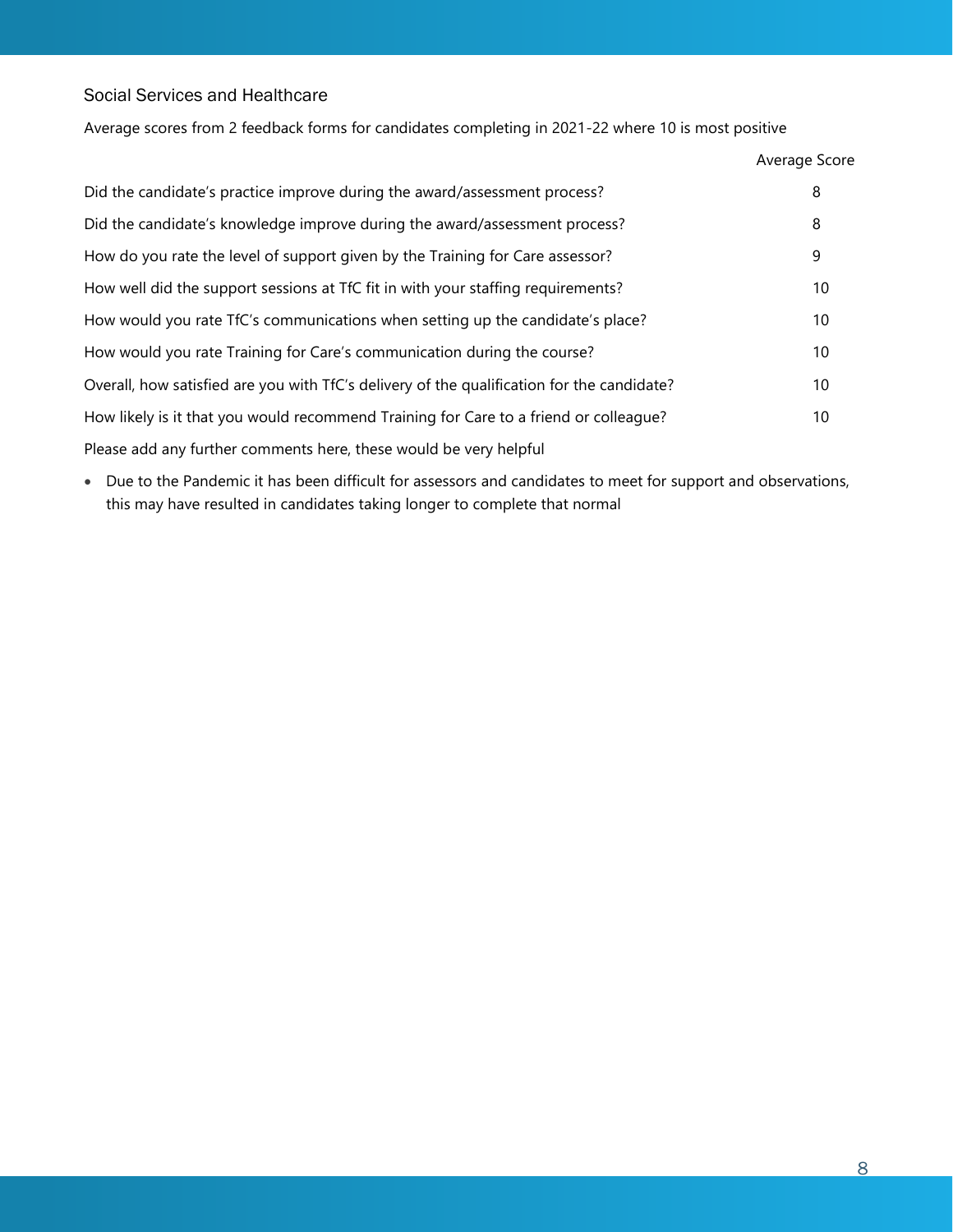## Social Services and Healthcare

Average scores from 2 feedback forms for candidates completing in 2021-22 where 10 is most positive

| | Average Score |
|---|---|
| Did the candidate's practice improve during the award/assessment process? | 8 |
| Did the candidate's knowledge improve during the award/assessment process? | 8 |
| How do you rate the level of support given by the Training for Care assessor? | 9 |
| How well did the support sessions at TfC fit in with your staffing requirements? | 10 |
| How would you rate TfC's communications when setting up the candidate's place? | 10 |
| How would you rate Training for Care's communication during the course? | 10 |
| Overall, how satisfied are you with TfC's delivery of the qualification for the candidate? | 10 |
| How likely is it that you would recommend Training for Care to a friend or colleague? | 10 |

Please add any further comments here, these would be very helpful

- Due to the Pandemic it has been difficult for assessors and candidates to meet for support and observations, this may have resulted in candidates taking longer to complete that normal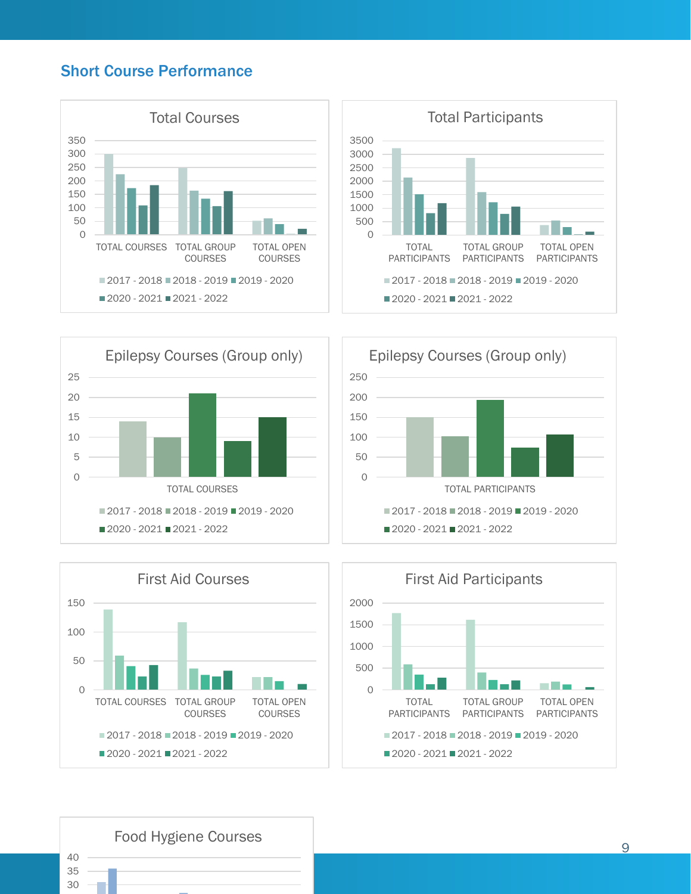## Short Course Performance

Total Courses

350
300
250
200
150
100
50
0

TOTAL COURSES
TOTAL GROUP COURSES
TOTAL OPEN COURSES

2017 - 2018 | 2018 - 2019 | 2019 - 2020 | 2020 - 2021 | 2021 - 2022

Total Participants

3500
3000
2500
2000
1500
1000
500
0

TOTAL PARTICIPANTS
TOTAL GROUP PARTICIPANTS
TOTAL OPEN PARTICIPANTS

2017 - 2018 | 2018 - 2019 | 2019 - 2020 | 2020 - 2021 | 2021 - 2022

Epilepsy Courses (Group only)

25
20
15
10
5
0

TOTAL COURSES

2017 - 2018 | 2018 - 2019 | 2019 - 2020 | 2020 - 2021 | 2021 - 2022

Epilepsy Courses (Group only)

250
200
150
100
50
0

TOTAL PARTICIPANTS

2017 - 2018 | 2018 - 2019 | 2019 - 2020 | 2020 - 2021 | 2021 - 2022

First Aid Courses

150
100
50
0

TOTAL COURSES
TOTAL GROUP COURSES
TOTAL OPEN COURSES

2017 - 2018 | 2018 - 2019 | 2019 - 2020 | 2020 - 2021 | 2021 - 2022

First Aid Participants

2000
1500
1000
500
0

TOTAL PARTICIPANTS
TOTAL GROUP PARTICIPANTS
TOTAL OPEN PARTICIPANTS

2017 - 2018 | 2018 - 2019 | 2019 - 2020 | 2020 - 2021 | 2021 - 2022

Food Hygiene Courses

40
35
30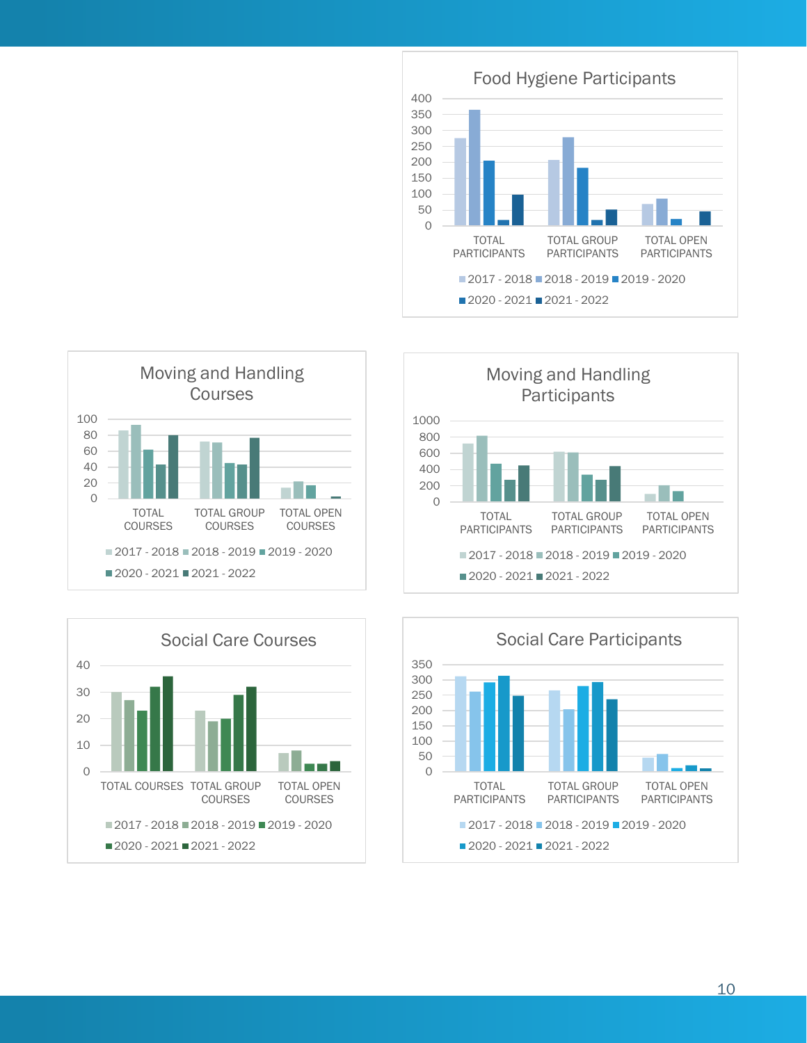Food Hygiene Participants

400
350
300
250
200
150
100
50
0

TOTAL PARTICIPANTS
TOTAL GROUP PARTICIPANTS
TOTAL OPEN PARTICIPANTS

2017 - 2018
2018 - 2019
2019 - 2020
2020 - 2021
2021 - 2022

Moving and Handling Courses

100
80
60
40
20
0

TOTAL COURSES
TOTAL GROUP COURSES
TOTAL OPEN COURSES

2017 - 2018
2018 - 2019
2019 - 2020
2020 - 2021
2021 - 2022

Moving and Handling Participants

1000
800
600
400
200
0

TOTAL PARTICIPANTS
TOTAL GROUP PARTICIPANTS
TOTAL OPEN PARTICIPANTS

2017 - 2018
2018 - 2019
2019 - 2020
2020 - 2021
2021 - 2022

Social Care Courses

40
30
20
10
0

TOTAL COURSES
TOTAL GROUP COURSES
TOTAL OPEN COURSES

2017 - 2018
2018 - 2019
2019 - 2020
2020 - 2021
2021 - 2022

Social Care Participants

350
300
250
200
150
100
50
0

TOTAL PARTICIPANTS
TOTAL GROUP PARTICIPANTS
TOTAL OPEN PARTICIPANTS

2017 - 2018
2018 - 2019
2019 - 2020
2020 - 2021
2021 - 2022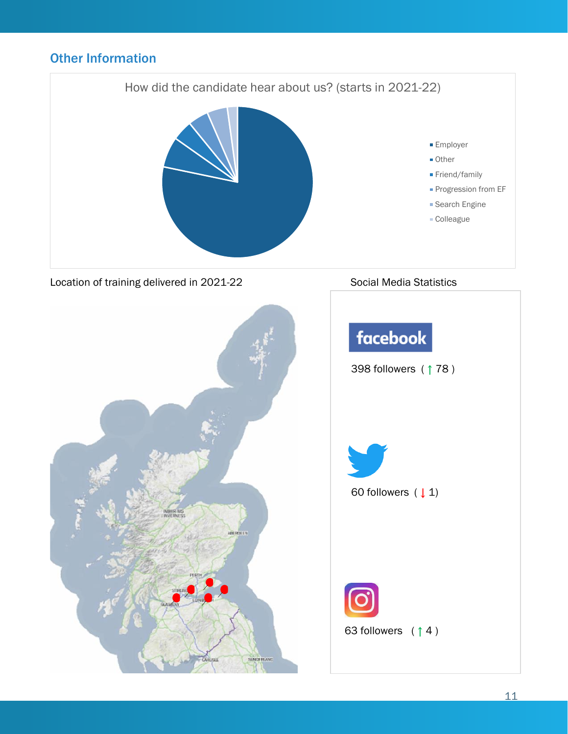## Other Information

How did the candidate hear about us? (starts in 2021-22)

- Employer
- Other
- Friend/family
- Progression from EF
- Search Engine
- Colleague

Location of training delivered in 2021-22

INVERNESS
ABERDEEN
PERTH
STIRLING
GLASGOW
EDINBURGH
CARLISLE
SUNDERLAND

Social Media Statistics

facebook

398 followers ( ↑ 78 )

60 followers ( ↓ 1)

63 followers ( ↑ 4 )